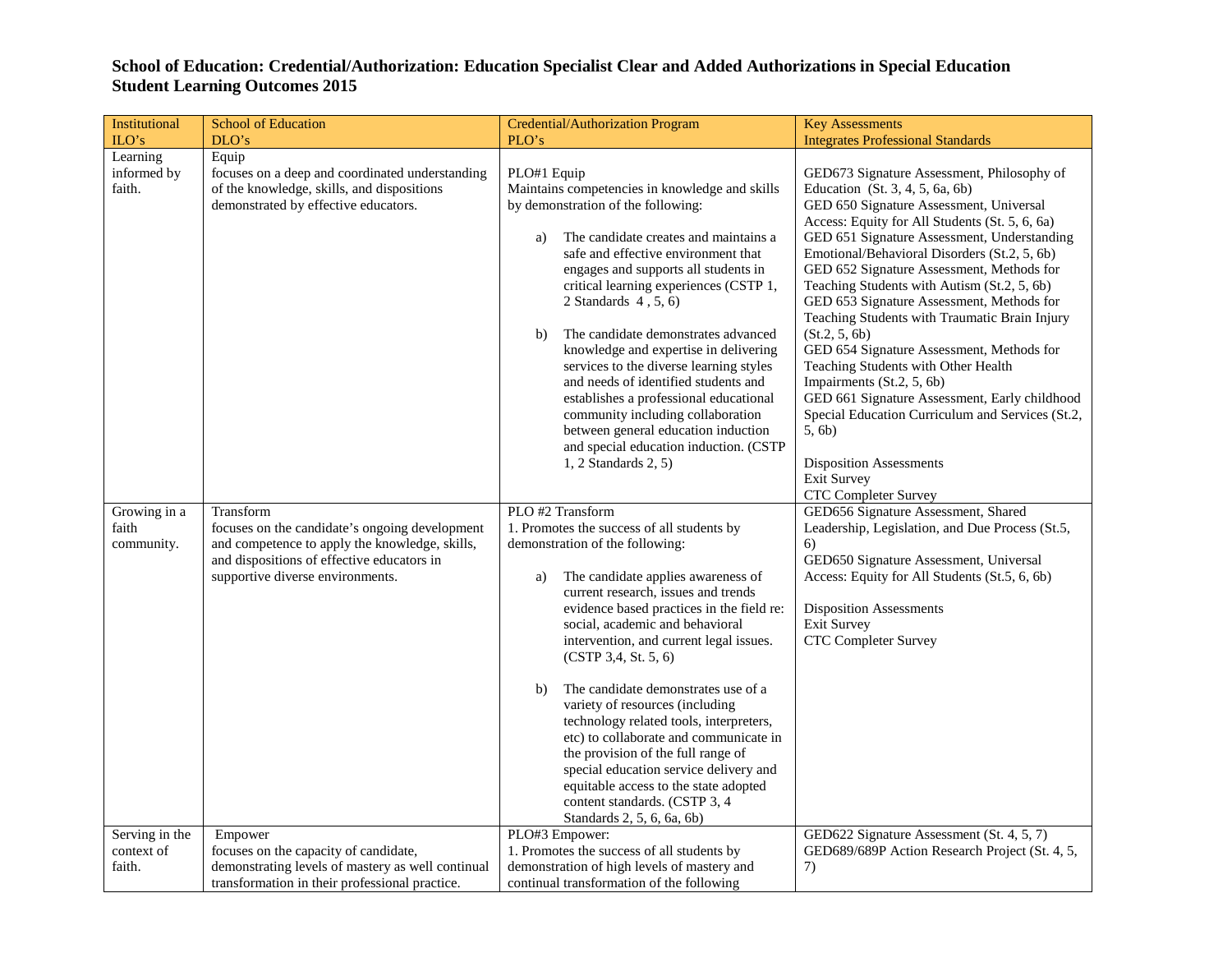# School of Education: Credential/Authorization: Education Specialist Clear and Added Authorizations in Special Education Student Learning Outcomes 2015

| Institutional ILO's | School of Education DLO's | Credential/Authorization Program PLO's | Key Assessments Integrates Professional Standards |
|---|---|---|---|
| Learning informed by faith. | Equip<br>focuses on a deep and coordinated understanding of the knowledge, skills, and dispositions demonstrated by effective educators. | PLO#1 Equip<br>Maintains competencies in knowledge and skills by demonstration of the following:<br><br>a) The candidate creates and maintains a safe and effective environment that engages and supports all students in critical learning experiences (CSTP 1, 2 Standards 4 , 5, 6)<br><br>b) The candidate demonstrates advanced knowledge and expertise in delivering services to the diverse learning styles and needs of identified students and establishes a professional educational community including collaboration between general education induction and special education induction. (CSTP 1, 2 Standards 2, 5) | GED673 Signature Assessment, Philosophy of Education (St. 3, 4, 5, 6a, 6b)<br>GED 650 Signature Assessment, Universal Access: Equity for All Students (St. 5, 6, 6a)<br>GED 651 Signature Assessment, Understanding Emotional/Behavioral Disorders (St.2, 5, 6b)<br>GED 652 Signature Assessment, Methods for Teaching Students with Autism (St.2, 5, 6b)<br>GED 653 Signature Assessment, Methods for Teaching Students with Traumatic Brain Injury (St.2, 5, 6b)<br>GED 654 Signature Assessment, Methods for Teaching Students with Other Health Impairments (St.2, 5, 6b)<br>GED 661 Signature Assessment, Early childhood Special Education Curriculum and Services (St.2, 5, 6b)<br><br>Disposition Assessments<br>Exit Survey<br>CTC Completer Survey |
| Growing in a faith community. | Transform<br>focuses on the candidate's ongoing development and competence to apply the knowledge, skills, and dispositions of effective educators in supportive diverse environments. | PLO #2 Transform<br>1. Promotes the success of all students by demonstration of the following:<br><br>a) The candidate applies awareness of current research, issues and trends evidence based practices in the field re: social, academic and behavioral intervention, and current legal issues. (CSTP 3,4, St. 5, 6)<br><br>b) The candidate demonstrates use of a variety of resources (including technology related tools, interpreters, etc) to collaborate and communicate in the provision of the full range of special education service delivery and equitable access to the state adopted content standards. (CSTP 3, 4 Standards 2, 5, 6, 6a, 6b) | GED656 Signature Assessment, Shared Leadership, Legislation, and Due Process (St.5, 6)<br>GED650 Signature Assessment, Universal Access: Equity for All Students (St.5, 6, 6b)<br><br>Disposition Assessments<br>Exit Survey<br>CTC Completer Survey |
| Serving in the context of faith. | Empower<br>focuses on the capacity of candidate, demonstrating levels of mastery as well continual transformation in their professional practice. | PLO#3 Empower:<br>1. Promotes the success of all students by demonstration of high levels of mastery and continual transformation of the following | GED622 Signature Assessment (St. 4, 5, 7)<br>GED689/689P Action Research Project (St. 4, 5, 7) |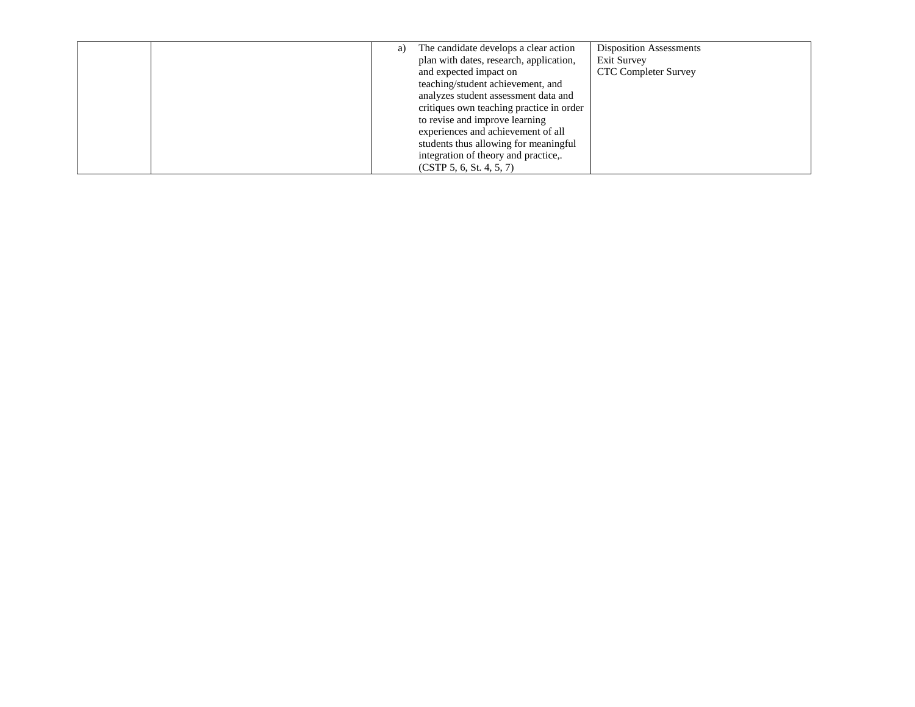| | | | |
|---|---|---|---|
| | | a) The candidate develops a clear action plan with dates, research, application, and expected impact on teaching/student achievement, and analyzes student assessment data and critiques own teaching practice in order to revise and improve learning experiences and achievement of all students thus allowing for meaningful integration of theory and practice,. (CSTP 5, 6, St. 4, 5, 7) | Disposition Assessments<br>Exit Survey<br>CTC Completer Survey |